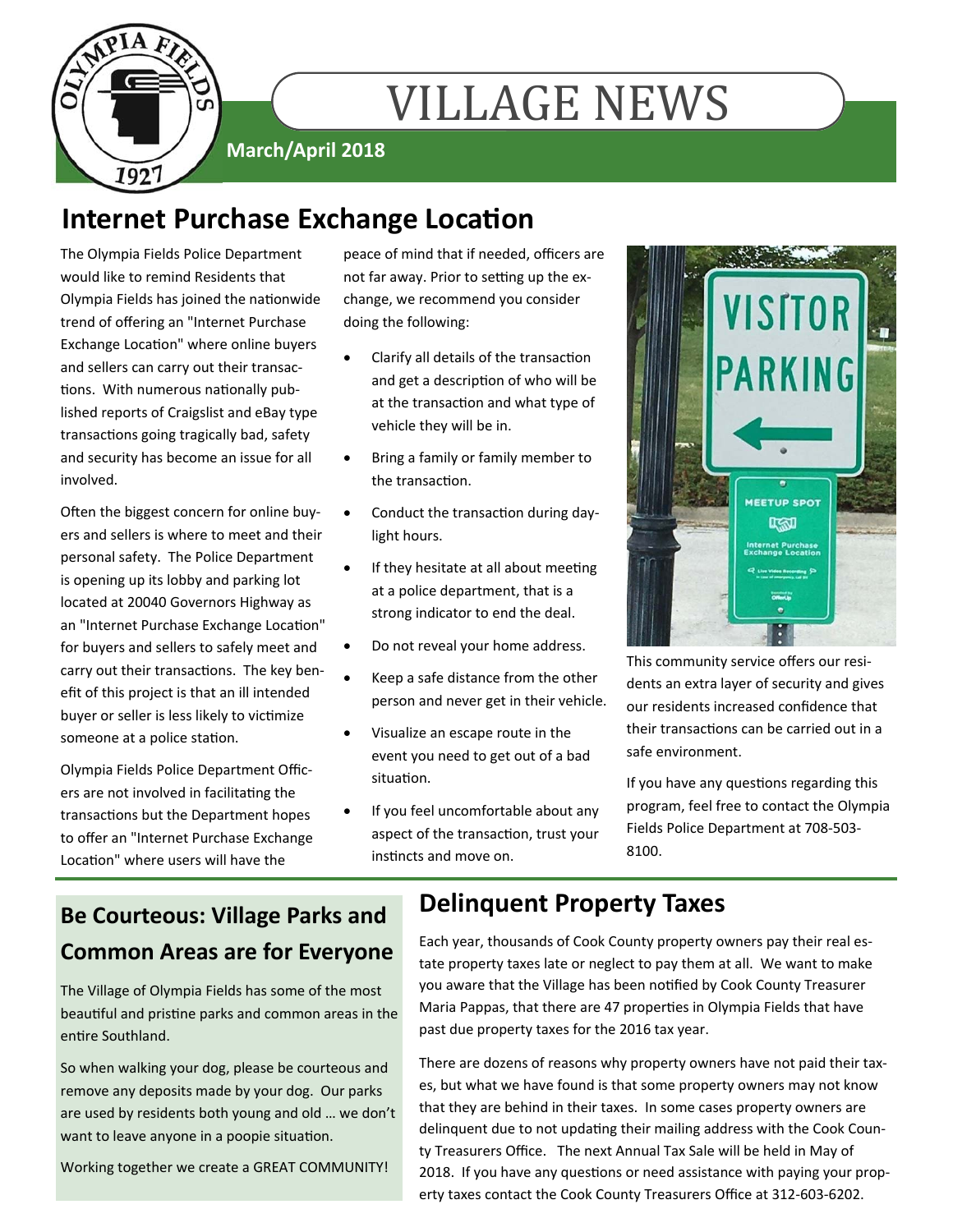# VILLAGE NEWS

**March/April 2018**

## Internet Purchase Exchange Location

The Olympia Fields Police Department would like to remind Residents that Olympia Fields has joined the nationwide trend of offering an "Internet Purchase Exchange Location" where online buyers and sellers can carry out their transactions. With numerous nationally published reports of Craigslist and eBay type transactions going tragically bad, safety and security has become an issue for all involved.

Often the biggest concern for online buyers and sellers is where to meet and their personal safety. The Police Department is opening up its lobby and parking lot located at 20040 Governors Highway as an "Internet Purchase Exchange Location" for buyers and sellers to safely meet and carry out their transactions. The key benefit of this project is that an ill intended buyer or seller is less likely to victimize someone at a police station.

Olympia Fields Police Department Officers are not involved in facilitating the transactions but the Department hopes to offer an "Internet Purchase Exchange Location" where users will have the peace of mind that if needed, officers are not far away. Prior to setting up the exchange, we recommend you consider doing the following:

- Clarify all details of the transaction and get a description of who will be at the transaction and what type of vehicle they will be in.
- Bring a family or family member to the transaction.
- Conduct the transaction during daylight hours.
- If they hesitate at all about meeting at a police department, that is a strong indicator to end the deal.
- Do not reveal your home address.
- Keep a safe distance from the other person and never get in their vehicle.
- Visualize an escape route in the event you need to get out of a bad situation.
- If you feel uncomfortable about any aspect of the transaction, trust your instincts and move on.

This community service offers our residents an extra layer of security and gives our residents increased confidence that their transactions can be carried out in a safe environment.

If you have any questions regarding this program, feel free to contact the Olympia Fields Police Department at 708-503-8100.

## Be Courteous: Village Parks and Common Areas are for Everyone

The Village of Olympia Fields has some of the most beautiful and pristine parks and common areas in the entire Southland.

So when walking your dog, please be courteous and remove any deposits made by your dog. Our parks are used by residents both young and old … we don't want to leave anyone in a poopie situation.

Working together we create a GREAT COMMUNITY!

## Delinquent Property Taxes

Each year, thousands of Cook County property owners pay their real estate property taxes late or neglect to pay them at all. We want to make you aware that the Village has been notified by Cook County Treasurer Maria Pappas, that there are 47 properties in Olympia Fields that have past due property taxes for the 2016 tax year.

There are dozens of reasons why property owners have not paid their taxes, but what we have found is that some property owners may not know that they are behind in their taxes. In some cases property owners are delinquent due to not updating their mailing address with the Cook County Treasurers Office. The next Annual Tax Sale will be held in May of 2018. If you have any questions or need assistance with paying your property taxes contact the Cook County Treasurers Office at 312-603-6202.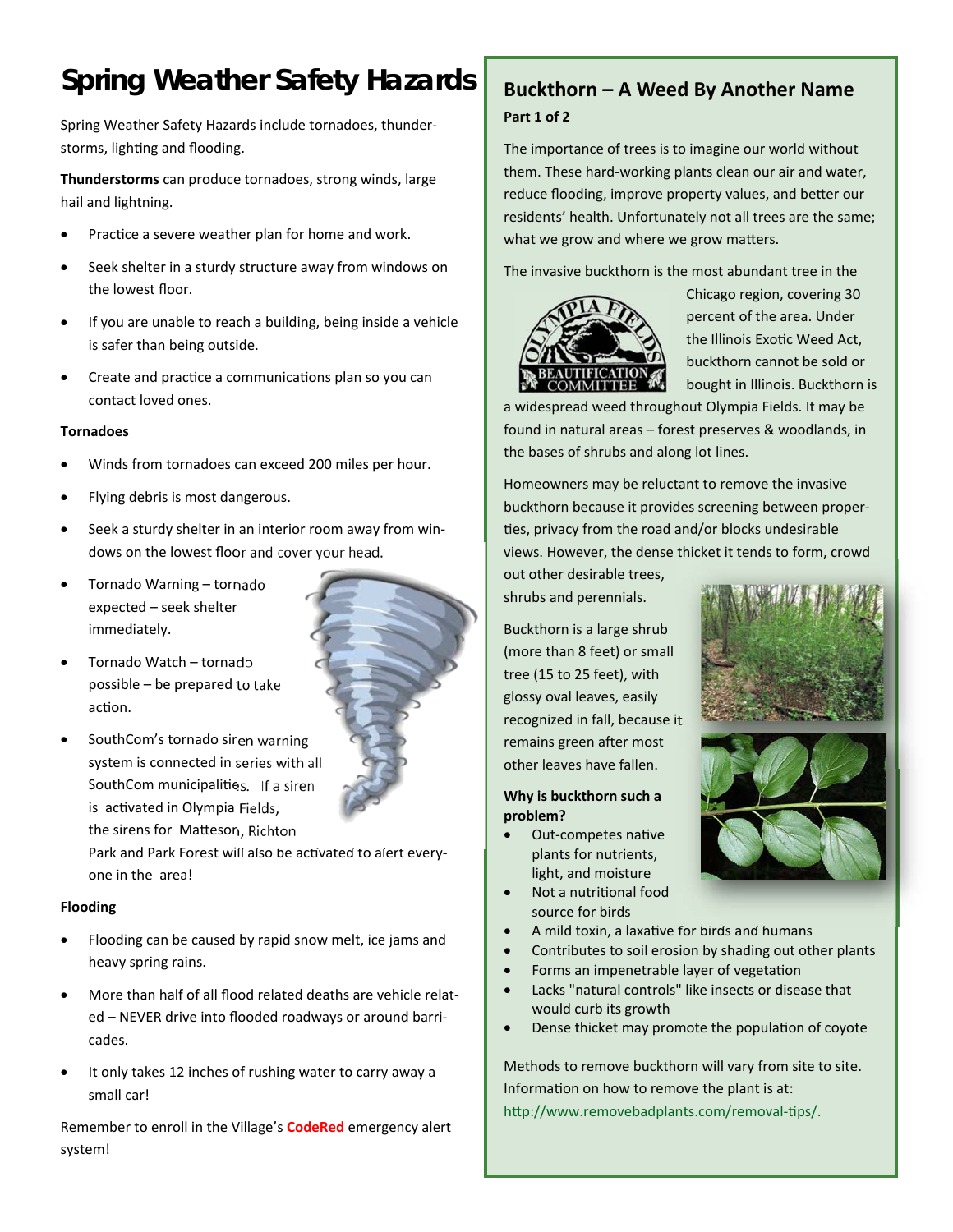# Spring Weather Safety Hazards

Spring Weather Safety Hazards include tornadoes, thunderstorms, lighting and flooding.

**Thunderstorms** can produce tornadoes, strong winds, large hail and lightning.

- Practice a severe weather plan for home and work.
- Seek shelter in a sturdy structure away from windows on the lowest floor.
- If you are unable to reach a building, being inside a vehicle is safer than being outside.
- Create and practice a communications plan so you can contact loved ones.

**Tornadoes**

- Winds from tornadoes can exceed 200 miles per hour.
- Flying debris is most dangerous.
- Seek a sturdy shelter in an interior room away from windows on the lowest floor and cover your head.
- Tornado Warning – tornado expected – seek shelter immediately.
- Tornado Watch – tornado possible – be prepared to take action.
- SouthCom's tornado siren warning system is connected in series with all SouthCom municipalities. If a siren is activated in Olympia Fields, the sirens for Matteson, Richton Park and Park Forest will also be activated to alert everyone in the area!

**Flooding**

- Flooding can be caused by rapid snow melt, ice jams and heavy spring rains.
- More than half of all flood related deaths are vehicle related – NEVER drive into flooded roadways or around barricades.
- It only takes 12 inches of rushing water to carry away a small car!

Remember to enroll in the Village's **CodeRed** emergency alert system!

## Buckthorn – A Weed By Another Name

**Part 1 of 2**

The importance of trees is to imagine our world without them. These hard-working plants clean our air and water, reduce flooding, improve property values, and better our residents' health. Unfortunately not all trees are the same; what we grow and where we grow matters.

The invasive buckthorn is the most abundant tree in the Chicago region, covering 30 percent of the area. Under the Illinois Exotic Weed Act, buckthorn cannot be sold or bought in Illinois. Buckthorn is a widespread weed throughout Olympia Fields. It may be found in natural areas – forest preserves & woodlands, in the bases of shrubs and along lot lines.

Homeowners may be reluctant to remove the invasive buckthorn because it provides screening between properties, privacy from the road and/or blocks undesirable views. However, the dense thicket it tends to form, crowd out other desirable trees, shrubs and perennials.

Buckthorn is a large shrub (more than 8 feet) or small tree (15 to 25 feet), with glossy oval leaves, easily recognized in fall, because it remains green after most other leaves have fallen.

**Why is buckthorn such a problem?**

- Out-competes native plants for nutrients, light, and moisture
- Not a nutritional food source for birds
- A mild toxin, a laxative for birds and humans
- Contributes to soil erosion by shading out other plants
- Forms an impenetrable layer of vegetation
- Lacks "natural controls" like insects or disease that would curb its growth
- Dense thicket may promote the population of coyote

Methods to remove buckthorn will vary from site to site. Information on how to remove the plant is at: http://www.removebadplants.com/removal-tips/.